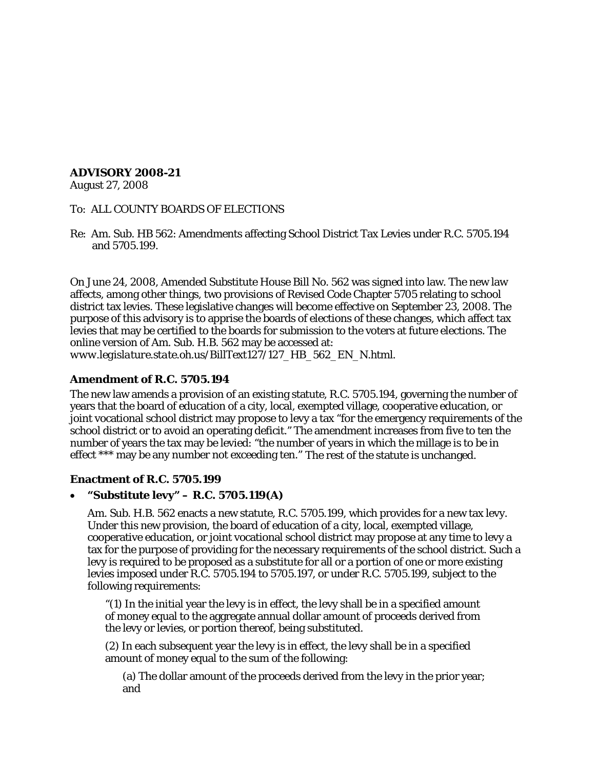**ADVISORY 2008-21**
August 27, 2008

To: ALL COUNTY BOARDS OF ELECTIONS

Re: Am. Sub. HB 562: Amendments affecting School District Tax Levies under R.C. 5705.194 and 5705.199.

On June 24, 2008, Amended Substitute House Bill No. 562 was signed into law. The new law affects, among other things, two provisions of Revised Code Chapter 5705 relating to school district tax levies. These legislative changes will become effective on September 23, 2008. The purpose of this advisory is to apprise the boards of elections of these changes, which affect tax levies that may be certified to the boards for submission to the voters at future elections. The online version of Am. Sub. H.B. 562 may be accessed at: *www.legislature.state.oh.us/BillText127/127_HB_562_EN_N.html.*

### Amendment of R.C. 5705.194

The new law amends a provision of an existing statute, R.C. 5705.194, governing the number of years that the board of education of a city, local, exempted village, cooperative education, or joint vocational school district may propose to levy a tax "for the emergency requirements of the school district or to avoid an operating deficit." The amendment increases from five to ten the number of years the tax may be levied: "the number of years in which the millage is to be in effect *** may be any number not exceeding ten." The rest of the statute is unchanged.

### Enactment of R.C. 5705.199

- **"Substitute levy" – R.C. 5705.119(A)**

  Am. Sub. H.B. 562 enacts a new statute, R.C. 5705.199, which provides for a new tax levy. Under this new provision, the board of education of a city, local, exempted village, cooperative education, or joint vocational school district may propose at any time to levy a tax for the purpose of providing for the necessary requirements of the school district. Such a levy is required to be proposed as a substitute for all or a portion of one or more existing levies imposed under R.C. 5705.194 to 5705.197, or under R.C. 5705.199, subject to the following requirements:

  "(1) In the initial year the levy is in effect, the levy shall be in a specified amount of money equal to the aggregate annual dollar amount of proceeds derived from the levy or levies, or portion thereof, being substituted.

  (2) In each subsequent year the levy is in effect, the levy shall be in a specified amount of money equal to the sum of the following:

  (a) The dollar amount of the proceeds derived from the levy in the prior year; and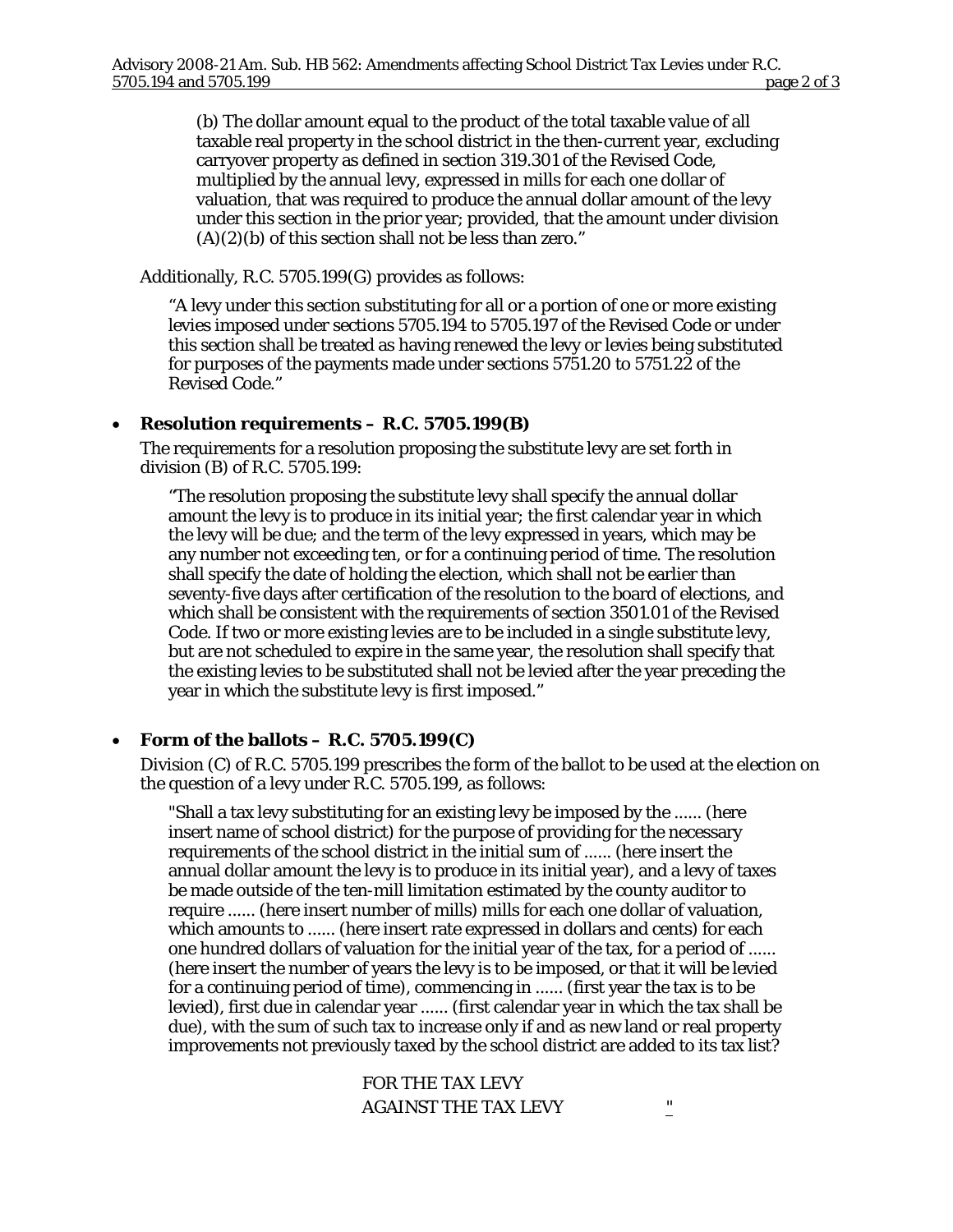(b) The dollar amount equal to the product of the total taxable value of all taxable real property in the school district in the then-current year, excluding carryover property as defined in section 319.301 of the Revised Code, multiplied by the annual levy, expressed in mills for each one dollar of valuation, that was required to produce the annual dollar amount of the levy under this section in the prior year; provided, that the amount under division (A)(2)(b) of this section shall not be less than zero."

Additionally, R.C. 5705.199(G) provides as follows:

> "A levy under this section substituting for all or a portion of one or more existing levies imposed under sections 5705.194 to 5705.197 of the Revised Code or under this section shall be treated as having renewed the levy or levies being substituted for purposes of the payments made under sections 5751.20 to 5751.22 of the Revised Code."

- **Resolution requirements – R.C. 5705.199(B)**

  The requirements for a resolution proposing the substitute levy are set forth in division (B) of R.C. 5705.199:

  > "The resolution proposing the substitute levy shall specify the annual dollar amount the levy is to produce in its initial year; the first calendar year in which the levy will be due; and the term of the levy expressed in years, which may be any number not exceeding ten, or for a continuing period of time. The resolution shall specify the date of holding the election, which shall not be earlier than seventy-five days after certification of the resolution to the board of elections, and which shall be consistent with the requirements of section 3501.01 of the Revised Code. If two or more existing levies are to be included in a single substitute levy, but are not scheduled to expire in the same year, the resolution shall specify that the existing levies to be substituted shall not be levied after the year preceding the year in which the substitute levy is first imposed."

- **Form of the ballots – R.C. 5705.199(C)**

  Division (C) of R.C. 5705.199 prescribes the form of the ballot to be used at the election on the question of a levy under R.C. 5705.199, as follows:

  > "Shall a tax levy substituting for an existing levy be imposed by the ...... (here insert name of school district) for the purpose of providing for the necessary requirements of the school district in the initial sum of ...... (here insert the annual dollar amount the levy is to produce in its initial year), and a levy of taxes be made outside of the ten-mill limitation estimated by the county auditor to require ...... (here insert number of mills) mills for each one dollar of valuation, which amounts to ...... (here insert rate expressed in dollars and cents) for each one hundred dollars of valuation for the initial year of the tax, for a period of ...... (here insert the number of years the levy is to be imposed, or that it will be levied for a continuing period of time), commencing in ...... (first year the tax is to be levied), first due in calendar year ...... (first calendar year in which the tax shall be due), with the sum of such tax to increase only if and as new land or real property improvements not previously taxed by the school district are added to its tax list?
  >
  > FOR THE TAX LEVY
  >
  > AGAINST THE TAX LEVY "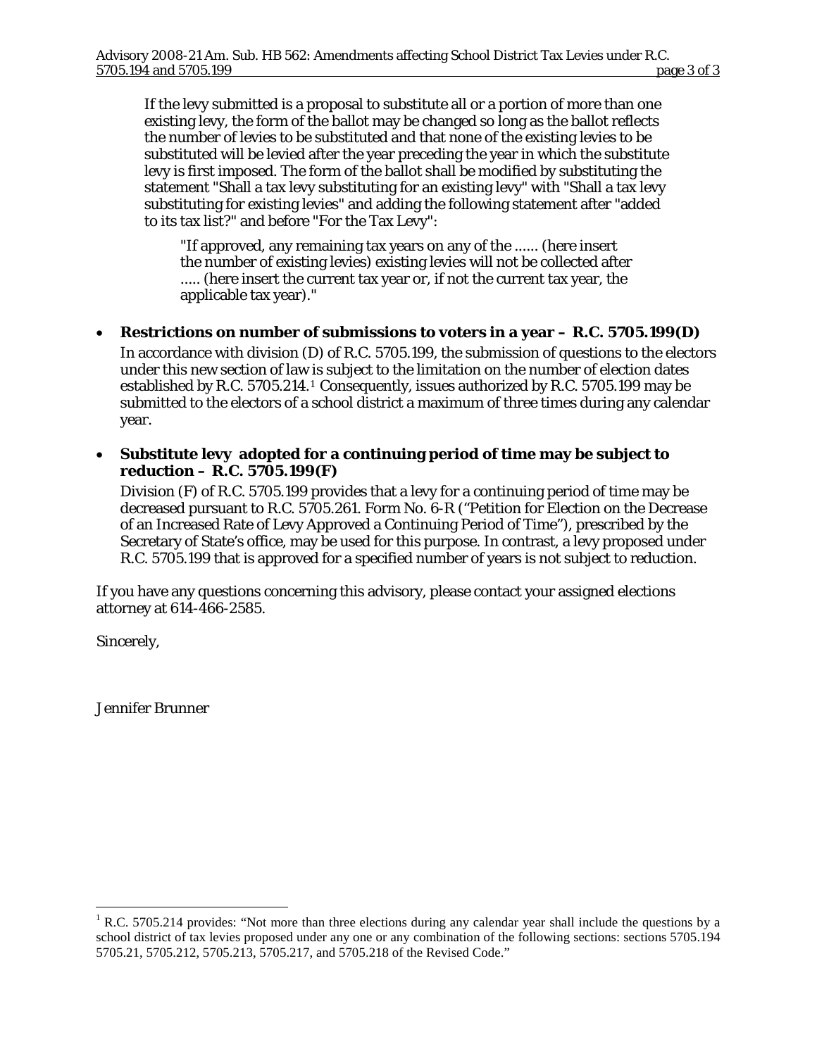If the levy submitted is a proposal to substitute all or a portion of more than one existing levy, the form of the ballot may be changed so long as the ballot reflects the number of levies to be substituted and that none of the existing levies to be substituted will be levied after the year preceding the year in which the substitute levy is first imposed. The form of the ballot shall be modified by substituting the statement "Shall a tax levy substituting for an existing levy" with "Shall a tax levy substituting for existing levies" and adding the following statement after "added to its tax list?" and before "For the Tax Levy":

> "If approved, any remaining tax years on any of the ...... (here insert the number of existing levies) existing levies will not be collected after ..... (here insert the current tax year or, if not the current tax year, the applicable tax year)."

- **Restrictions on number of submissions to voters in a year – R.C. 5705.199(D)**

  In accordance with division (D) of R.C. 5705.199, the submission of questions to the electors under this new section of law is subject to the limitation on the number of election dates established by R.C. 5705.214.[1] Consequently, issues authorized by R.C. 5705.199 may be submitted to the electors of a school district a maximum of three times during any calendar year.

- **Substitute levy adopted for a continuing period of time may be subject to reduction – R.C. 5705.199(F)**

  Division (F) of R.C. 5705.199 provides that a levy for a continuing period of time may be decreased pursuant to R.C. 5705.261. Form No. 6-R ("Petition for Election on the Decrease of an Increased Rate of Levy Approved a Continuing Period of Time"), prescribed by the Secretary of State's office, may be used for this purpose. In contrast, a levy proposed under R.C. 5705.199 that is approved for a specified number of years is not subject to reduction.

If you have any questions concerning this advisory, please contact your assigned elections attorney at 614-466-2585.

Sincerely,

Jennifer Brunner

---

[1] R.C. 5705.214 provides: "Not more than three elections during any calendar year shall include the questions by a school district of tax levies proposed under any one or any combination of the following sections: sections 5705.194 5705.21, 5705.212, 5705.213, 5705.217, and 5705.218 of the Revised Code."